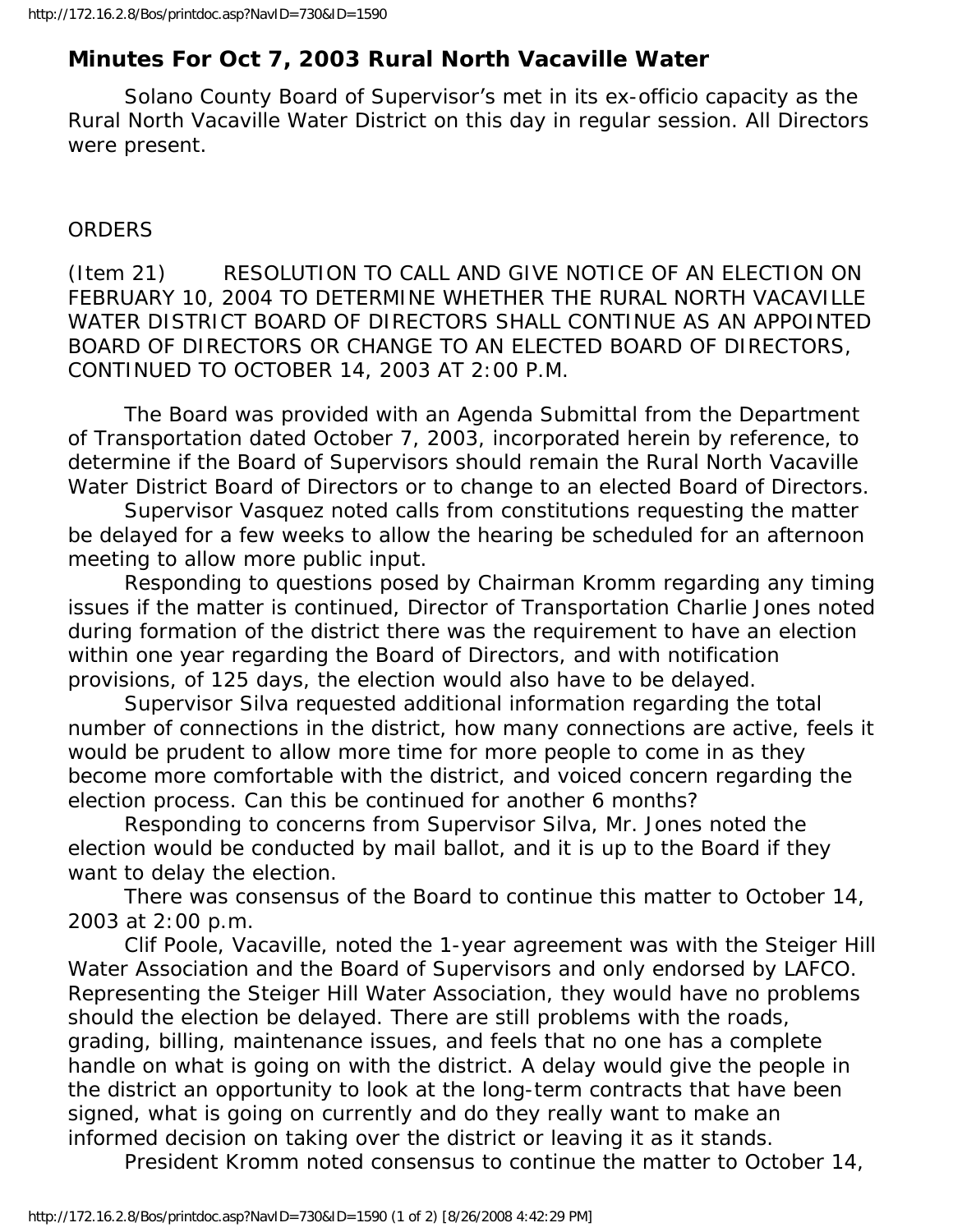# Minutes For Oct 7, 2003 Rural North Vacaville Water

Solano County Board of Supervisor's met in its ex-officio capacity as the Rural North Vacaville Water District on this day in regular session. All Directors were present.

ORDERS

(Item 21) RESOLUTION TO CALL AND GIVE NOTICE OF AN ELECTION ON FEBRUARY 10, 2004 TO DETERMINE WHETHER THE RURAL NORTH VACAVILLE WATER DISTRICT BOARD OF DIRECTORS SHALL CONTINUE AS AN APPOINTED BOARD OF DIRECTORS OR CHANGE TO AN ELECTED BOARD OF DIRECTORS, CONTINUED TO OCTOBER 14, 2003 AT 2:00 P.M.

The Board was provided with an Agenda Submittal from the Department of Transportation dated October 7, 2003, incorporated herein by reference, to determine if the Board of Supervisors should remain the Rural North Vacaville Water District Board of Directors or to change to an elected Board of Directors.

Supervisor Vasquez noted calls from constitutions requesting the matter be delayed for a few weeks to allow the hearing be scheduled for an afternoon meeting to allow more public input.

Responding to questions posed by Chairman Kromm regarding any timing issues if the matter is continued, Director of Transportation Charlie Jones noted during formation of the district there was the requirement to have an election within one year regarding the Board of Directors, and with notification provisions, of 125 days, the election would also have to be delayed.

Supervisor Silva requested additional information regarding the total number of connections in the district, how many connections are active, feels it would be prudent to allow more time for more people to come in as they become more comfortable with the district, and voiced concern regarding the election process. Can this be continued for another 6 months?

Responding to concerns from Supervisor Silva, Mr. Jones noted the election would be conducted by mail ballot, and it is up to the Board if they want to delay the election.

There was consensus of the Board to continue this matter to October 14, 2003 at 2:00 p.m.

Clif Poole, Vacaville, noted the 1-year agreement was with the Steiger Hill Water Association and the Board of Supervisors and only endorsed by LAFCO. Representing the Steiger Hill Water Association, they would have no problems should the election be delayed. There are still problems with the roads, grading, billing, maintenance issues, and feels that no one has a complete handle on what is going on with the district. A delay would give the people in the district an opportunity to look at the long-term contracts that have been signed, what is going on currently and do they really want to make an informed decision on taking over the district or leaving it as it stands.

President Kromm noted consensus to continue the matter to October 14,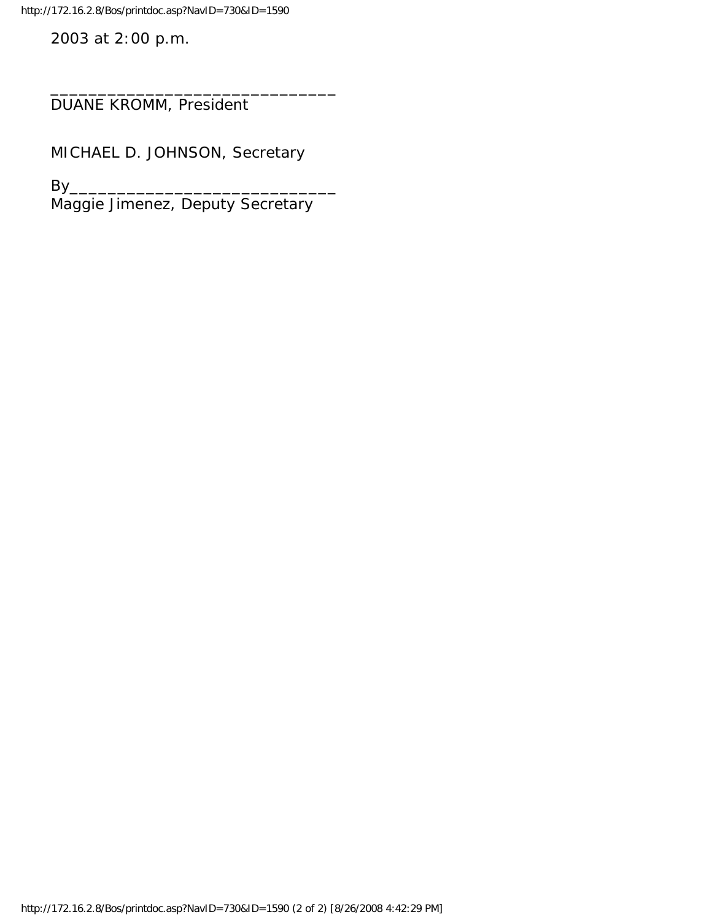2003 at 2:00 p.m.

_______________________________
DUANE KROMM, President

MICHAEL D. JOHNSON, Secretary

By____________________________
Maggie Jimenez, Deputy Secretary